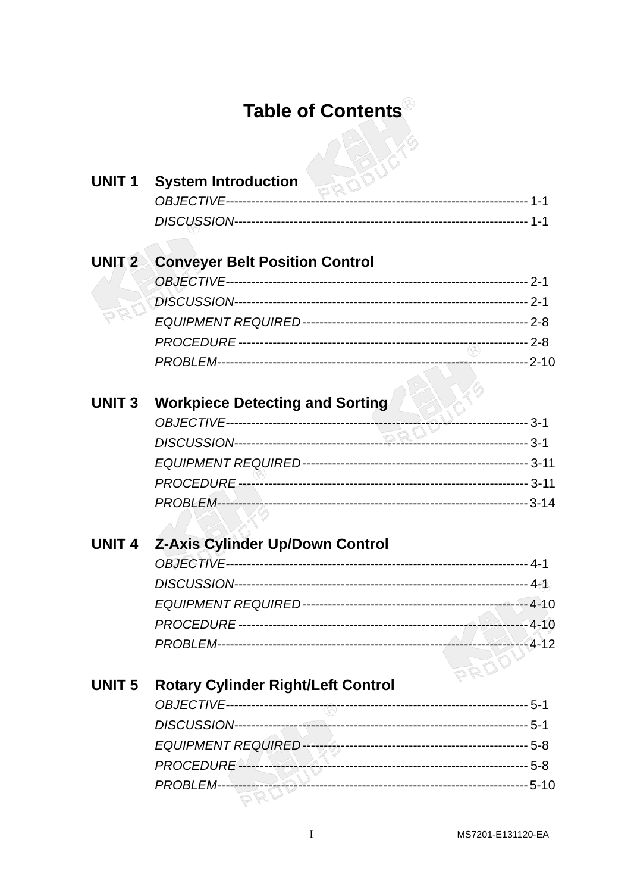# Table of Contents

## UNIT 1 System Introduction

*OBJECTIVE*---------------------------------------------------------------------- 1-1

*DISCUSSION*-------------------------------------------------------------------- 1-1

## UNIT 2 Conveyer Belt Position Control

*OBJECTIVE*---------------------------------------------------------------------- 2-1

*DISCUSSION*-------------------------------------------------------------------- 2-1

*EQUIPMENT REQUIRED*---------------------------------------------------- 2-8

*PROCEDURE* ------------------------------------------------------------------- 2-8

*PROBLEM*---------------------------------------------------------------------- 2-10

## UNIT 3 Workpiece Detecting and Sorting

*OBJECTIVE*---------------------------------------------------------------------- 3-1

*DISCUSSION*-------------------------------------------------------------------- 3-1

*EQUIPMENT REQUIRED*---------------------------------------------------- 3-11

*PROCEDURE* ------------------------------------------------------------------- 3-11

*PROBLEM*---------------------------------------------------------------------- 3-14

## UNIT 4 Z-Axis Cylinder Up/Down Control

*OBJECTIVE*---------------------------------------------------------------------- 4-1

*DISCUSSION*-------------------------------------------------------------------- 4-1

*EQUIPMENT REQUIRED*---------------------------------------------------- 4-10

*PROCEDURE* ------------------------------------------------------------------- 4-10

*PROBLEM*---------------------------------------------------------------------- 4-12

## UNIT 5 Rotary Cylinder Right/Left Control

*OBJECTIVE*---------------------------------------------------------------------- 5-1

*DISCUSSION*-------------------------------------------------------------------- 5-1

*EQUIPMENT REQUIRED*---------------------------------------------------- 5-8

*PROCEDURE* ------------------------------------------------------------------- 5-8

*PROBLEM*---------------------------------------------------------------------- 5-10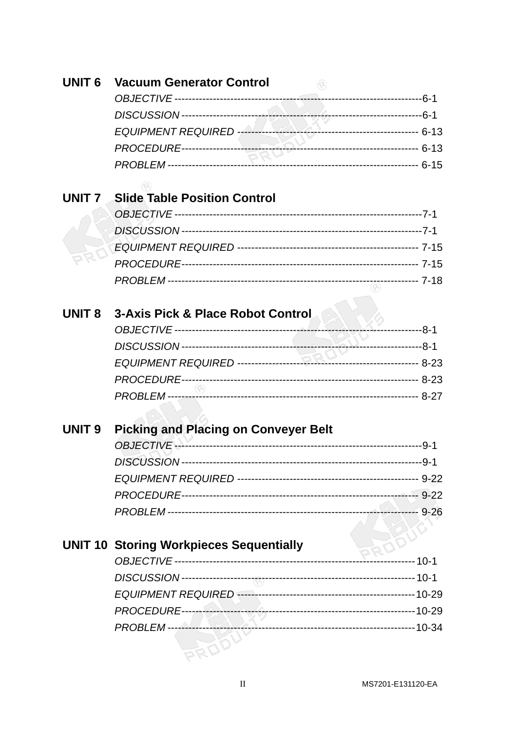**UNIT 6 Vacuum Generator Control**

*OBJECTIVE* ---------------------------------------------------------------------6-1
*DISCUSSION* ------------------------------------------------------------------6-1
*EQUIPMENT REQUIRED* --------------------------------------------------- 6-13
*PROCEDURE*------------------------------------------------------------------ 6-13
*PROBLEM* --------------------------------------------------------------------- 6-15

**UNIT 7 Slide Table Position Control**

*OBJECTIVE* ---------------------------------------------------------------------7-1
*DISCUSSION* ------------------------------------------------------------------7-1
*EQUIPMENT REQUIRED* --------------------------------------------------- 7-15
*PROCEDURE*------------------------------------------------------------------ 7-15
*PROBLEM* --------------------------------------------------------------------- 7-18

**UNIT 8 3-Axis Pick & Place Robot Control**

*OBJECTIVE* ---------------------------------------------------------------------8-1
*DISCUSSION* ------------------------------------------------------------------8-1
*EQUIPMENT REQUIRED* --------------------------------------------------- 8-23
*PROCEDURE*------------------------------------------------------------------ 8-23
*PROBLEM* --------------------------------------------------------------------- 8-27

**UNIT 9 Picking and Placing on Conveyer Belt**

*OBJECTIVE* ---------------------------------------------------------------------9-1
*DISCUSSION* ------------------------------------------------------------------9-1
*EQUIPMENT REQUIRED* --------------------------------------------------- 9-22
*PROCEDURE*------------------------------------------------------------------ 9-22
*PROBLEM* --------------------------------------------------------------------- 9-26

**UNIT 10 Storing Workpieces Sequentially**

*OBJECTIVE* -------------------------------------------------------------------10-1
*DISCUSSION* ----------------------------------------------------------------10-1
*EQUIPMENT REQUIRED* -------------------------------------------------10-29
*PROCEDURE*----------------------------------------------------------------10-29
*PROBLEM* -------------------------------------------------------------------10-34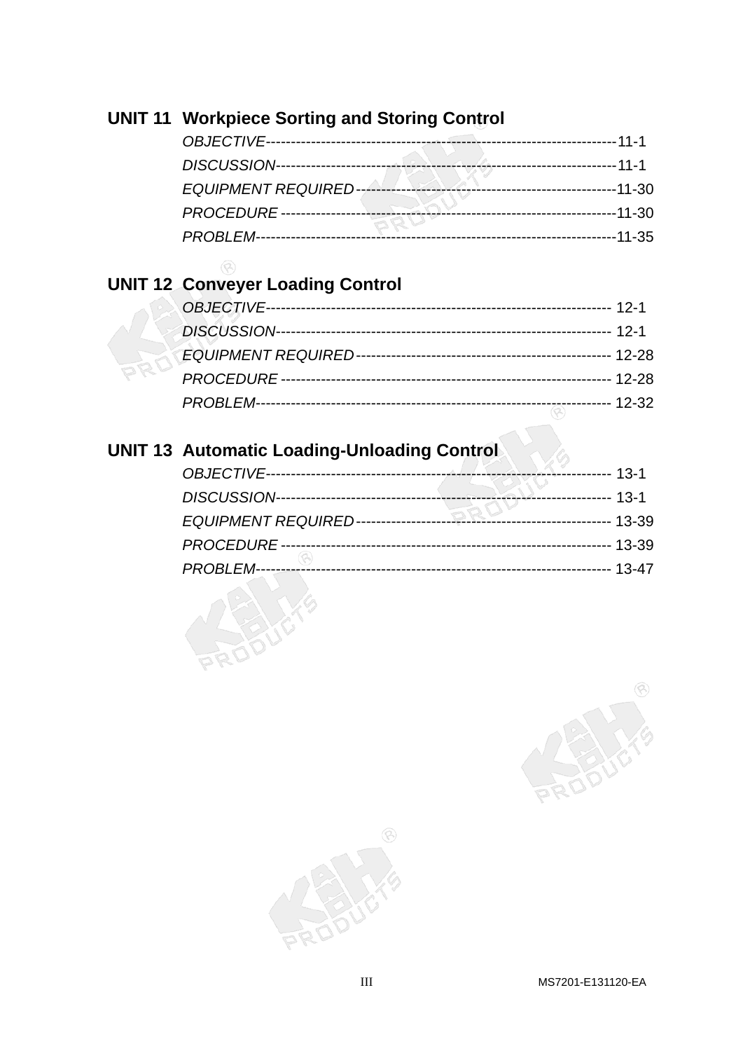## UNIT 11 Workpiece Sorting and Storing Control

*OBJECTIVE*---------------------------------------------------------------------11-1
*DISCUSSION*-------------------------------------------------------------------11-1
*EQUIPMENT REQUIRED*-------------------------------------------------11-30
*PROCEDURE* -----------------------------------------------------------------11-30
*PROBLEM*---------------------------------------------------------------------11-35

## UNIT 12 Conveyer Loading Control

*OBJECTIVE*--------------------------------------------------------------------- 12-1
*DISCUSSION*------------------------------------------------------------------- 12-1
*EQUIPMENT REQUIRED*------------------------------------------------- 12-28
*PROCEDURE* ----------------------------------------------------------------- 12-28
*PROBLEM*--------------------------------------------------------------------- 12-32

## UNIT 13 Automatic Loading-Unloading Control

*OBJECTIVE*--------------------------------------------------------------------- 13-1
*DISCUSSION*------------------------------------------------------------------- 13-1
*EQUIPMENT REQUIRED*------------------------------------------------- 13-39
*PROCEDURE* ----------------------------------------------------------------- 13-39
*PROBLEM*--------------------------------------------------------------------- 13-47